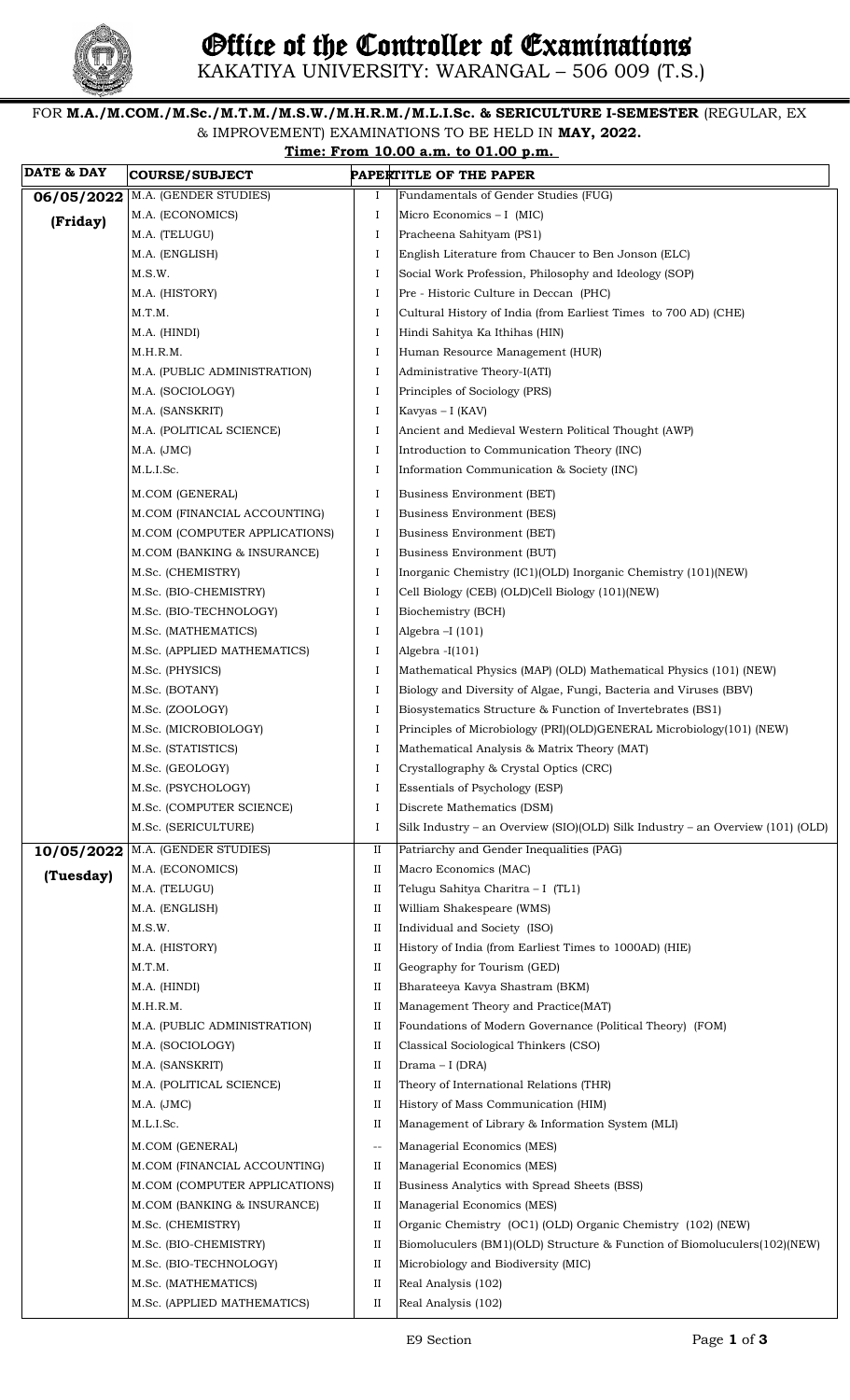# Office of the Controller of Examinations

## KAKATIYA UNIVERSITY: WARANGAL – 506 009 (T.S.)

FOR **M.A./M.COM./M.Sc./M.T.M./M.S.W./M.H.R.M./M.L.I.Sc. & SERICULTURE I-SEMESTER** (REGULAR, EX & IMPROVEMENT) EXAMINATIONS TO BE HELD IN **MAY, 2022.**

**Time: From 10.00 a.m. to 01.00 p.m.**

| DATE & DAY | COURSE/SUBJECT | PAPER | TITLE OF THE PAPER |
|---|---|---|---|
| **06/05/2022 (Friday)** | M.A. (GENDER STUDIES) | I | Fundamentals of Gender Studies (FUG) |
| | M.A. (ECONOMICS) | I | Micro Economics – I (MIC) |
| | M.A. (TELUGU) | I | Pracheena Sahityam (PS1) |
| | M.A. (ENGLISH) | I | English Literature from Chaucer to Ben Jonson (ELC) |
| | M.S.W. | I | Social Work Profession, Philosophy and Ideology (SOP) |
| | M.A. (HISTORY) | I | Pre - Historic Culture in Deccan (PHC) |
| | M.T.M. | I | Cultural History of India (from Earliest Times to 700 AD) (CHE) |
| | M.A. (HINDI) | I | Hindi Sahitya Ka Ithihas (HIN) |
| | M.H.R.M. | I | Human Resource Management (HUR) |
| | M.A. (PUBLIC ADMINISTRATION) | I | Administrative Theory-I(ATI) |
| | M.A. (SOCIOLOGY) | I | Principles of Sociology (PRS) |
| | M.A. (SANSKRIT) | I | Kavyas – I (KAV) |
| | M.A. (POLITICAL SCIENCE) | I | Ancient and Medieval Western Political Thought (AWP) |
| | M.A. (JMC) | I | Introduction to Communication Theory (INC) |
| | M.L.I.Sc. | I | Information Communication & Society (INC) |
| | M.COM (GENERAL) | I | Business Environment (BET) |
| | M.COM (FINANCIAL ACCOUNTING) | I | Business Environment (BES) |
| | M.COM (COMPUTER APPLICATIONS) | I | Business Environment (BET) |
| | M.COM (BANKING & INSURANCE) | I | Business Environment (BUT) |
| | M.Sc. (CHEMISTRY) | I | Inorganic Chemistry (IC1)(OLD) Inorganic Chemistry (101)(NEW) |
| | M.Sc. (BIO-CHEMISTRY) | I | Cell Biology (CEB) (OLD)Cell Biology (101)(NEW) |
| | M.Sc. (BIO-TECHNOLOGY) | I | Biochemistry (BCH) |
| | M.Sc. (MATHEMATICS) | I | Algebra –I (101) |
| | M.Sc. (APPLIED MATHEMATICS) | I | Algebra -I(101) |
| | M.Sc. (PHYSICS) | I | Mathematical Physics (MAP) (OLD) Mathematical Physics (101) (NEW) |
| | M.Sc. (BOTANY) | I | Biology and Diversity of Algae, Fungi, Bacteria and Viruses (BBV) |
| | M.Sc. (ZOOLOGY) | I | Biosystematics Structure & Function of Invertebrates (BS1) |
| | M.Sc. (MICROBIOLOGY) | I | Principles of Microbiology (PRI)(OLD)GENERAL Microbiology(101) (NEW) |
| | M.Sc. (STATISTICS) | I | Mathematical Analysis & Matrix Theory (MAT) |
| | M.Sc. (GEOLOGY) | I | Crystallography & Crystal Optics (CRC) |
| | M.Sc. (PSYCHOLOGY) | I | Essentials of Psychology (ESP) |
| | M.Sc. (COMPUTER SCIENCE) | I | Discrete Mathematics (DSM) |
| | M.Sc. (SERICULTURE) | I | Silk Industry – an Overview (SIO)(OLD) Silk Industry – an Overview (101) (OLD) |
| **10/05/2022 (Tuesday)** | M.A. (GENDER STUDIES) | II | Patriarchy and Gender Inequalities (PAG) |
| | M.A. (ECONOMICS) | II | Macro Economics (MAC) |
| | M.A. (TELUGU) | II | Telugu Sahitya Charitra – I (TL1) |
| | M.A. (ENGLISH) | II | William Shakespeare (WMS) |
| | M.S.W. | II | Individual and Society (ISO) |
| | M.A. (HISTORY) | II | History of India (from Earliest Times to 1000AD) (HIE) |
| | M.T.M. | II | Geography for Tourism (GED) |
| | M.A. (HINDI) | II | Bharateeya Kavya Shastram (BKM) |
| | M.H.R.M. | II | Management Theory and Practice(MAT) |
| | M.A. (PUBLIC ADMINISTRATION) | II | Foundations of Modern Governance (Political Theory) (FOM) |
| | M.A. (SOCIOLOGY) | II | Classical Sociological Thinkers (CSO) |
| | M.A. (SANSKRIT) | II | Drama – I (DRA) |
| | M.A. (POLITICAL SCIENCE) | II | Theory of International Relations (THR) |
| | M.A. (JMC) | II | History of Mass Communication (HIM) |
| | M.L.I.Sc. | II | Management of Library & Information System (MLI) |
| | M.COM (GENERAL) | -- | Managerial Economics (MES) |
| | M.COM (FINANCIAL ACCOUNTING) | II | Managerial Economics (MES) |
| | M.COM (COMPUTER APPLICATIONS) | II | Business Analytics with Spread Sheets (BSS) |
| | M.COM (BANKING & INSURANCE) | II | Managerial Economics (MES) |
| | M.Sc. (CHEMISTRY) | II | Organic Chemistry (OC1) (OLD) Organic Chemistry (102) (NEW) |
| | M.Sc. (BIO-CHEMISTRY) | II | Biomoluculers (BM1)(OLD) Structure & Function of Biomoluculers(102)(NEW) |
| | M.Sc. (BIO-TECHNOLOGY) | II | Microbiology and Biodiversity (MIC) |
| | M.Sc. (MATHEMATICS) | II | Real Analysis (102) |
| | M.Sc. (APPLIED MATHEMATICS) | II | Real Analysis (102) |

E9 Section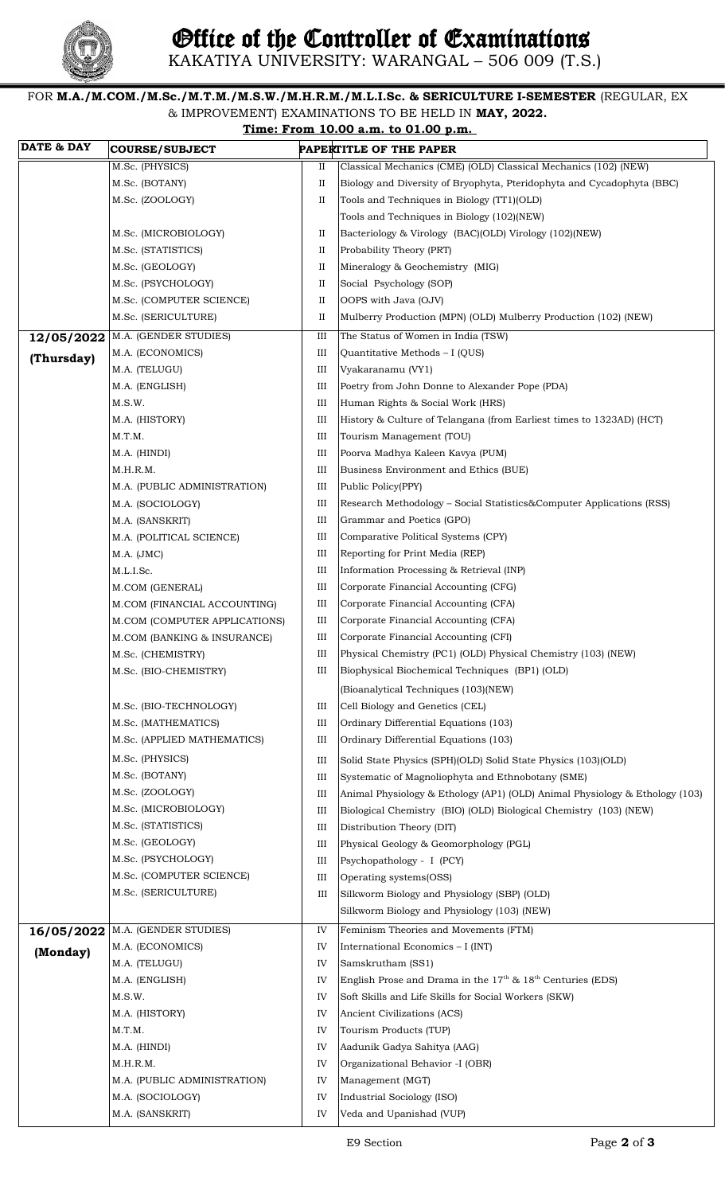# Office of the Controller of Examinations

KAKATIYA UNIVERSITY: WARANGAL – 506 009 (T.S.)

FOR **M.A./M.COM./M.Sc./M.T.M./M.S.W./M.H.R.M./M.L.I.Sc. & SERICULTURE I-SEMESTER** (REGULAR, EX & IMPROVEMENT) EXAMINATIONS TO BE HELD IN **MAY, 2022.**

**Time: From 10.00 a.m. to 01.00 p.m.**

| DATE & DAY | COURSE/SUBJECT | PAPER | TITLE OF THE PAPER |
|---|---|---|---|
| | M.Sc. (PHYSICS) | II | Classical Mechanics (CME) (OLD) Classical Mechanics (102) (NEW) |
| | M.Sc. (BOTANY) | II | Biology and Diversity of Bryophyta, Pteridophyta and Cycadophyta (BBC) |
| | M.Sc. (ZOOLOGY) | II | Tools and Techniques in Biology (TT1)(OLD) |
| | | | Tools and Techniques in Biology (102)(NEW) |
| | M.Sc. (MICROBIOLOGY) | II | Bacteriology & Virology (BAC)(OLD) Virology (102)(NEW) |
| | M.Sc. (STATISTICS) | II | Probability Theory (PRT) |
| | M.Sc. (GEOLOGY) | II | Mineralogy & Geochemistry (MIG) |
| | M.Sc. (PSYCHOLOGY) | II | Social Psychology (SOP) |
| | M.Sc. (COMPUTER SCIENCE) | II | OOPS with Java (OJV) |
| | M.Sc. (SERICULTURE) | II | Mulberry Production (MPN) (OLD) Mulberry Production (102) (NEW) |
| **12/05/2022 (Thursday)** | M.A. (GENDER STUDIES) | III | The Status of Women in India (TSW) |
| | M.A. (ECONOMICS) | III | Quantitative Methods – I (QUS) |
| | M.A. (TELUGU) | III | Vyakaranamu (VY1) |
| | M.A. (ENGLISH) | III | Poetry from John Donne to Alexander Pope (PDA) |
| | M.S.W. | III | Human Rights & Social Work (HRS) |
| | M.A. (HISTORY) | III | History & Culture of Telangana (from Earliest times to 1323AD) (HCT) |
| | M.T.M. | III | Tourism Management (TOU) |
| | M.A. (HINDI) | III | Poorva Madhya Kaleen Kavya (PUM) |
| | M.H.R.M. | III | Business Environment and Ethics (BUE) |
| | M.A. (PUBLIC ADMINISTRATION) | III | Public Policy(PPY) |
| | M.A. (SOCIOLOGY) | III | Research Methodology – Social Statistics&Computer Applications (RSS) |
| | M.A. (SANSKRIT) | III | Grammar and Poetics (GPO) |
| | M.A. (POLITICAL SCIENCE) | III | Comparative Political Systems (CPY) |
| | M.A. (JMC) | III | Reporting for Print Media (REP) |
| | M.L.I.Sc. | III | Information Processing & Retrieval (INP) |
| | M.COM (GENERAL) | III | Corporate Financial Accounting (CFG) |
| | M.COM (FINANCIAL ACCOUNTING) | III | Corporate Financial Accounting (CFA) |
| | M.COM (COMPUTER APPLICATIONS) | III | Corporate Financial Accounting (CFA) |
| | M.COM (BANKING & INSURANCE) | III | Corporate Financial Accounting (CFI) |
| | M.Sc. (CHEMISTRY) | III | Physical Chemistry (PC1) (OLD) Physical Chemistry (103) (NEW) |
| | M.Sc. (BIO-CHEMISTRY) | III | Biophysical Biochemical Techniques (BP1) (OLD) |
| | | | (Bioanalytical Techniques (103)(NEW) |
| | M.Sc. (BIO-TECHNOLOGY) | III | Cell Biology and Genetics (CEL) |
| | M.Sc. (MATHEMATICS) | III | Ordinary Differential Equations (103) |
| | M.Sc. (APPLIED MATHEMATICS) | III | Ordinary Differential Equations (103) |
| | M.Sc. (PHYSICS) | III | Solid State Physics (SPH)(OLD) Solid State Physics (103)(OLD) |
| | M.Sc. (BOTANY) | III | Systematic of Magnoliophyta and Ethnobotany (SME) |
| | M.Sc. (ZOOLOGY) | III | Animal Physiology & Ethology (AP1) (OLD) Animal Physiology & Ethology (103) |
| | M.Sc. (MICROBIOLOGY) | III | Biological Chemistry (BIO) (OLD) Biological Chemistry (103) (NEW) |
| | M.Sc. (STATISTICS) | III | Distribution Theory (DIT) |
| | M.Sc. (GEOLOGY) | III | Physical Geology & Geomorphology (PGL) |
| | M.Sc. (PSYCHOLOGY) | III | Psychopathology - I (PCY) |
| | M.Sc. (COMPUTER SCIENCE) | III | Operating systems(OSS) |
| | M.Sc. (SERICULTURE) | III | Silkworm Biology and Physiology (SBP) (OLD) |
| | | | Silkworm Biology and Physiology (103) (NEW) |
| **16/05/2022 (Monday)** | M.A. (GENDER STUDIES) | IV | Feminism Theories and Movements (FTM) |
| | M.A. (ECONOMICS) | IV | International Economics – I (INT) |
| | M.A. (TELUGU) | IV | Samskrutham (SS1) |
| | M.A. (ENGLISH) | IV | English Prose and Drama in the 17th & 18th Centuries (EDS) |
| | M.S.W. | IV | Soft Skills and Life Skills for Social Workers (SKW) |
| | M.A. (HISTORY) | IV | Ancient Civilizations (ACS) |
| | M.T.M. | IV | Tourism Products (TUP) |
| | M.A. (HINDI) | IV | Aadunik Gadya Sahitya (AAG) |
| | M.H.R.M. | IV | Organizational Behavior -I (OBR) |
| | M.A. (PUBLIC ADMINISTRATION) | IV | Management (MGT) |
| | M.A. (SOCIOLOGY) | IV | Industrial Sociology (ISO) |
| | M.A. (SANSKRIT) | IV | Veda and Upanishad (VUP) |

E9 Section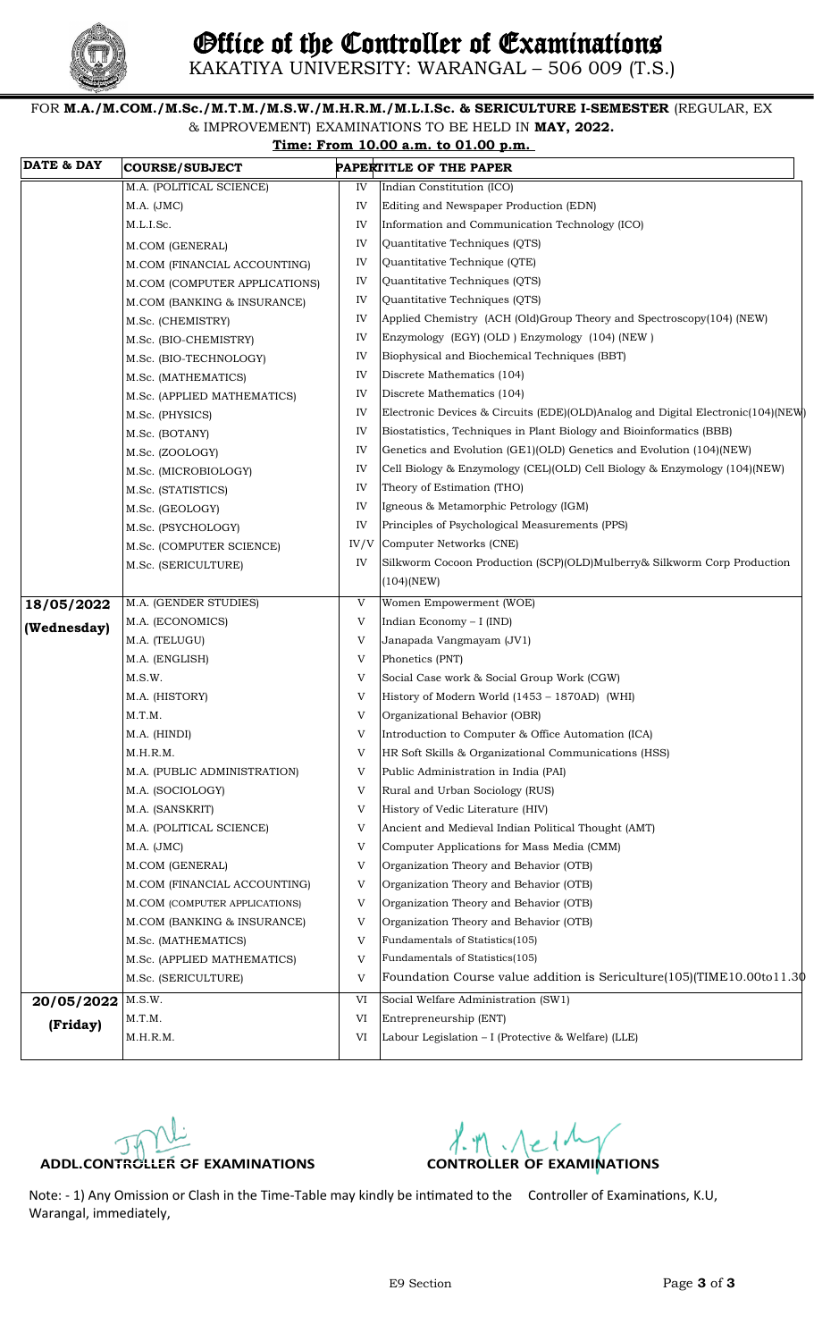# Office of the Controller of Examinations

KAKATIYA UNIVERSITY: WARANGAL – 506 009 (T.S.)

FOR **M.A./M.COM./M.Sc./M.T.M./M.S.W./M.H.R.M./M.L.I.Sc. & SERICULTURE I-SEMESTER** (REGULAR, EX & IMPROVEMENT) EXAMINATIONS TO BE HELD IN **MAY, 2022.**

**Time: From 10.00 a.m. to 01.00 p.m.**

| DATE & DAY | COURSE/SUBJECT | PAPER | TITLE OF THE PAPER |
|---|---|---|---|
| | M.A. (POLITICAL SCIENCE) | IV | Indian Constitution (ICO) |
| | M.A. (JMC) | IV | Editing and Newspaper Production (EDN) |
| | M.L.I.Sc. | IV | Information and Communication Technology (ICO) |
| | M.COM (GENERAL) | IV | Quantitative Techniques (QTS) |
| | M.COM (FINANCIAL ACCOUNTING) | IV | Quantitative Technique (QTE) |
| | M.COM (COMPUTER APPLICATIONS) | IV | Quantitative Techniques (QTS) |
| | M.COM (BANKING & INSURANCE) | IV | Quantitative Techniques (QTS) |
| | M.Sc. (CHEMISTRY) | IV | Applied Chemistry (ACH (Old)Group Theory and Spectroscopy(104) (NEW) |
| | M.Sc. (BIO-CHEMISTRY) | IV | Enzymology (EGY) (OLD ) Enzymology (104) (NEW ) |
| | M.Sc. (BIO-TECHNOLOGY) | IV | Biophysical and Biochemical Techniques (BBT) |
| | M.Sc. (MATHEMATICS) | IV | Discrete Mathematics (104) |
| | M.Sc. (APPLIED MATHEMATICS) | IV | Discrete Mathematics (104) |
| | M.Sc. (PHYSICS) | IV | Electronic Devices & Circuits (EDE)(OLD)Analog and Digital Electronic(104)(NEW) |
| | M.Sc. (BOTANY) | IV | Biostatistics, Techniques in Plant Biology and Bioinformatics (BBB) |
| | M.Sc. (ZOOLOGY) | IV | Genetics and Evolution (GE1)(OLD) Genetics and Evolution (104)(NEW) |
| | M.Sc. (MICROBIOLOGY) | IV | Cell Biology & Enzymology (CEL)(OLD) Cell Biology & Enzymology (104)(NEW) |
| | M.Sc. (STATISTICS) | IV | Theory of Estimation (THO) |
| | M.Sc. (GEOLOGY) | IV | Igneous & Metamorphic Petrology (IGM) |
| | M.Sc. (PSYCHOLOGY) | IV | Principles of Psychological Measurements (PPS) |
| | M.Sc. (COMPUTER SCIENCE) | IV/V | Computer Networks (CNE) |
| | M.Sc. (SERICULTURE) | IV | Silkworm Cocoon Production (SCP)(OLD)Mulberry& Silkworm Corp Production (104)(NEW) |
| **18/05/2022 (Wednesday)** | M.A. (GENDER STUDIES) | V | Women Empowerment (WOE) |
| | M.A. (ECONOMICS) | V | Indian Economy – I (IND) |
| | M.A. (TELUGU) | V | Janapada Vangmayam (JV1) |
| | M.A. (ENGLISH) | V | Phonetics (PNT) |
| | M.S.W. | V | Social Case work & Social Group Work (CGW) |
| | M.A. (HISTORY) | V | History of Modern World (1453 – 1870AD) (WHI) |
| | M.T.M. | V | Organizational Behavior (OBR) |
| | M.A. (HINDI) | V | Introduction to Computer & Office Automation (ICA) |
| | M.H.R.M. | V | HR Soft Skills & Organizational Communications (HSS) |
| | M.A. (PUBLIC ADMINISTRATION) | V | Public Administration in India (PAI) |
| | M.A. (SOCIOLOGY) | V | Rural and Urban Sociology (RUS) |
| | M.A. (SANSKRIT) | V | History of Vedic Literature (HIV) |
| | M.A. (POLITICAL SCIENCE) | V | Ancient and Medieval Indian Political Thought (AMT) |
| | M.A. (JMC) | V | Computer Applications for Mass Media (CMM) |
| | M.COM (GENERAL) | V | Organization Theory and Behavior (OTB) |
| | M.COM (FINANCIAL ACCOUNTING) | V | Organization Theory and Behavior (OTB) |
| | M.COM (COMPUTER APPLICATIONS) | V | Organization Theory and Behavior (OTB) |
| | M.COM (BANKING & INSURANCE) | V | Organization Theory and Behavior (OTB) |
| | M.Sc. (MATHEMATICS) | V | Fundamentals of Statistics(105) |
| | M.Sc. (APPLIED MATHEMATICS) | V | Fundamentals of Statistics(105) |
| | M.Sc. (SERICULTURE) | V | Foundation Course value addition is Sericulture(105)(TIME10.00to11.30 |
| **20/05/2022 (Friday)** | M.S.W. | VI | Social Welfare Administration (SW1) |
| | M.T.M. | VI | Entrepreneurship (ENT) |
| | M.H.R.M. | VI | Labour Legislation – I (Protective & Welfare) (LLE) |

**ADDL.CONTROLLER OF EXAMINATIONS** **CONTROLLER OF EXAMINATIONS**

Note: - 1) Any Omission or Clash in the Time-Table may kindly be intimated to the Controller of Examinations, K.U, Warangal, immediately,

E9 Section